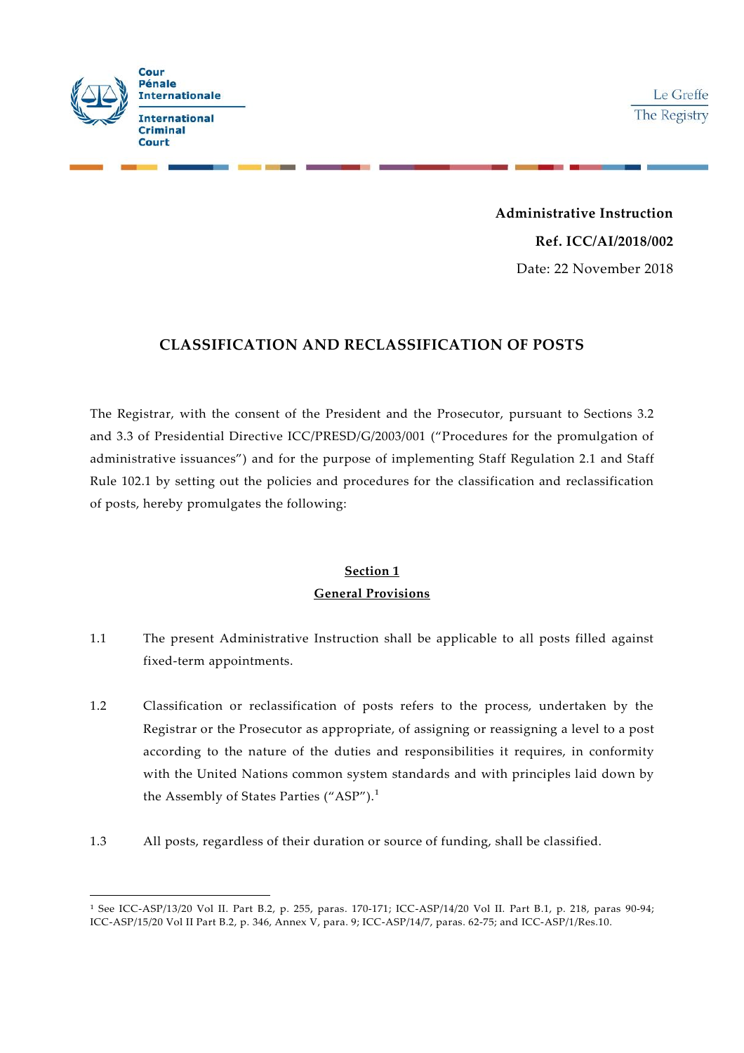Cour Pénale Internationale

International Criminal Court

Le Greffe

The Registry

**Administrative Instruction**

**Ref. ICC/AI/2018/002**

Date: 22 November 2018

# CLASSIFICATION AND RECLASSIFICATION OF POSTS

The Registrar, with the consent of the President and the Prosecutor, pursuant to Sections 3.2 and 3.3 of Presidential Directive ICC/PRESD/G/2003/001 ("Procedures for the promulgation of administrative issuances") and for the purpose of implementing Staff Regulation 2.1 and Staff Rule 102.1 by setting out the policies and procedures for the classification and reclassification of posts, hereby promulgates the following:

## Section 1
## General Provisions

1.1 The present Administrative Instruction shall be applicable to all posts filled against fixed-term appointments.

1.2 Classification or reclassification of posts refers to the process, undertaken by the Registrar or the Prosecutor as appropriate, of assigning or reassigning a level to a post according to the nature of the duties and responsibilities it requires, in conformity with the United Nations common system standards and with principles laid down by the Assembly of States Parties ("ASP").[1]

1.3 All posts, regardless of their duration or source of funding, shall be classified.

---

[1] See ICC-ASP/13/20 Vol II. Part B.2, p. 255, paras. 170-171; ICC-ASP/14/20 Vol II. Part B.1, p. 218, paras 90-94; ICC-ASP/15/20 Vol II Part B.2, p. 346, Annex V, para. 9; ICC-ASP/14/7, paras. 62-75; and ICC-ASP/1/Res.10.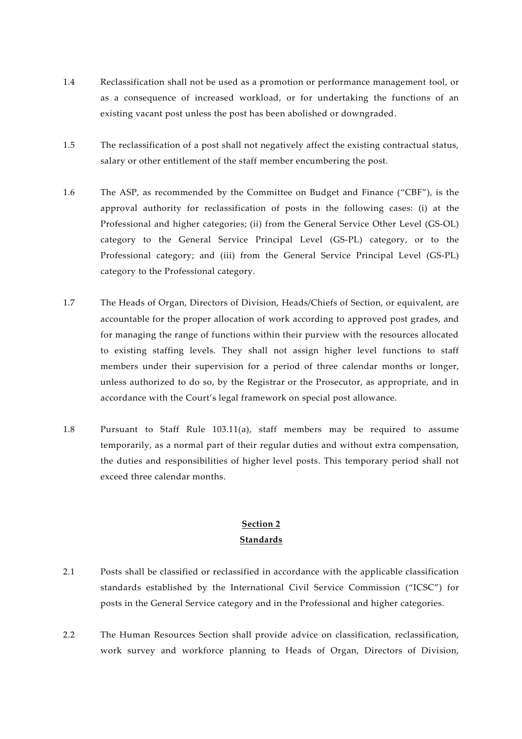1.4 Reclassification shall not be used as a promotion or performance management tool, or as a consequence of increased workload, or for undertaking the functions of an existing vacant post unless the post has been abolished or downgraded.

1.5 The reclassification of a post shall not negatively affect the existing contractual status, salary or other entitlement of the staff member encumbering the post.

1.6 The ASP, as recommended by the Committee on Budget and Finance ("CBF"), is the approval authority for reclassification of posts in the following cases: (i) at the Professional and higher categories; (ii) from the General Service Other Level (GS-OL) category to the General Service Principal Level (GS-PL) category, or to the Professional category; and (iii) from the General Service Principal Level (GS-PL) category to the Professional category.

1.7 The Heads of Organ, Directors of Division, Heads/Chiefs of Section, or equivalent, are accountable for the proper allocation of work according to approved post grades, and for managing the range of functions within their purview with the resources allocated to existing staffing levels. They shall not assign higher level functions to staff members under their supervision for a period of three calendar months or longer, unless authorized to do so, by the Registrar or the Prosecutor, as appropriate, and in accordance with the Court's legal framework on special post allowance.

1.8 Pursuant to Staff Rule 103.11(a), staff members may be required to assume temporarily, as a normal part of their regular duties and without extra compensation, the duties and responsibilities of higher level posts. This temporary period shall not exceed three calendar months.

## Section 2
## Standards

2.1 Posts shall be classified or reclassified in accordance with the applicable classification standards established by the International Civil Service Commission ("ICSC") for posts in the General Service category and in the Professional and higher categories.

2.2 The Human Resources Section shall provide advice on classification, reclassification, work survey and workforce planning to Heads of Organ, Directors of Division,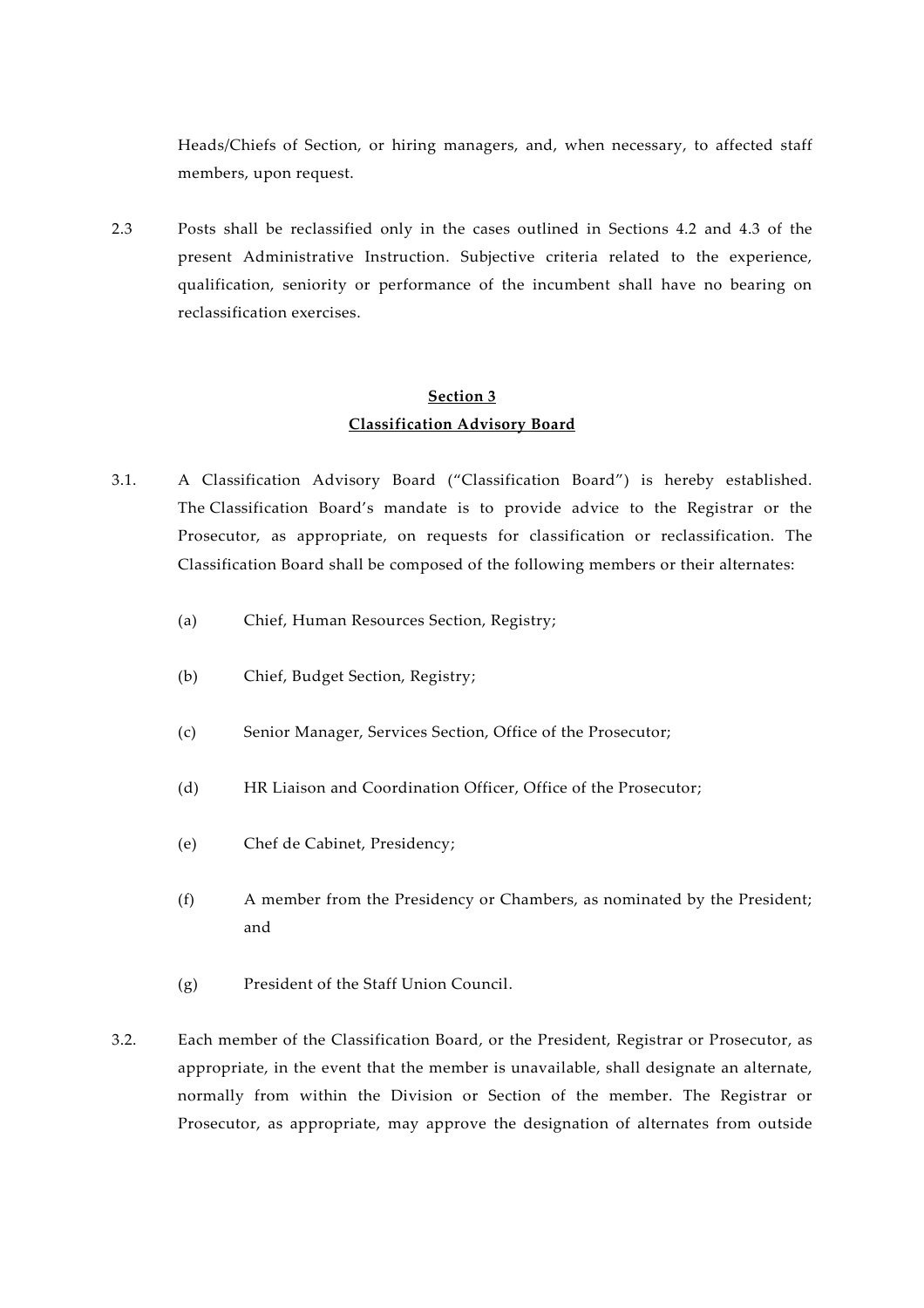Heads/Chiefs of Section, or hiring managers, and, when necessary, to affected staff members, upon request.

2.3 Posts shall be reclassified only in the cases outlined in Sections 4.2 and 4.3 of the present Administrative Instruction. Subjective criteria related to the experience, qualification, seniority or performance of the incumbent shall have no bearing on reclassification exercises.

## Section 3
## Classification Advisory Board

3.1. A Classification Advisory Board ("Classification Board") is hereby established. The Classification Board's mandate is to provide advice to the Registrar or the Prosecutor, as appropriate, on requests for classification or reclassification. The Classification Board shall be composed of the following members or their alternates:

(a) Chief, Human Resources Section, Registry;

(b) Chief, Budget Section, Registry;

(c) Senior Manager, Services Section, Office of the Prosecutor;

(d) HR Liaison and Coordination Officer, Office of the Prosecutor;

(e) Chef de Cabinet, Presidency;

(f) A member from the Presidency or Chambers, as nominated by the President; and

(g) President of the Staff Union Council.

3.2. Each member of the Classification Board, or the President, Registrar or Prosecutor, as appropriate, in the event that the member is unavailable, shall designate an alternate, normally from within the Division or Section of the member. The Registrar or Prosecutor, as appropriate, may approve the designation of alternates from outside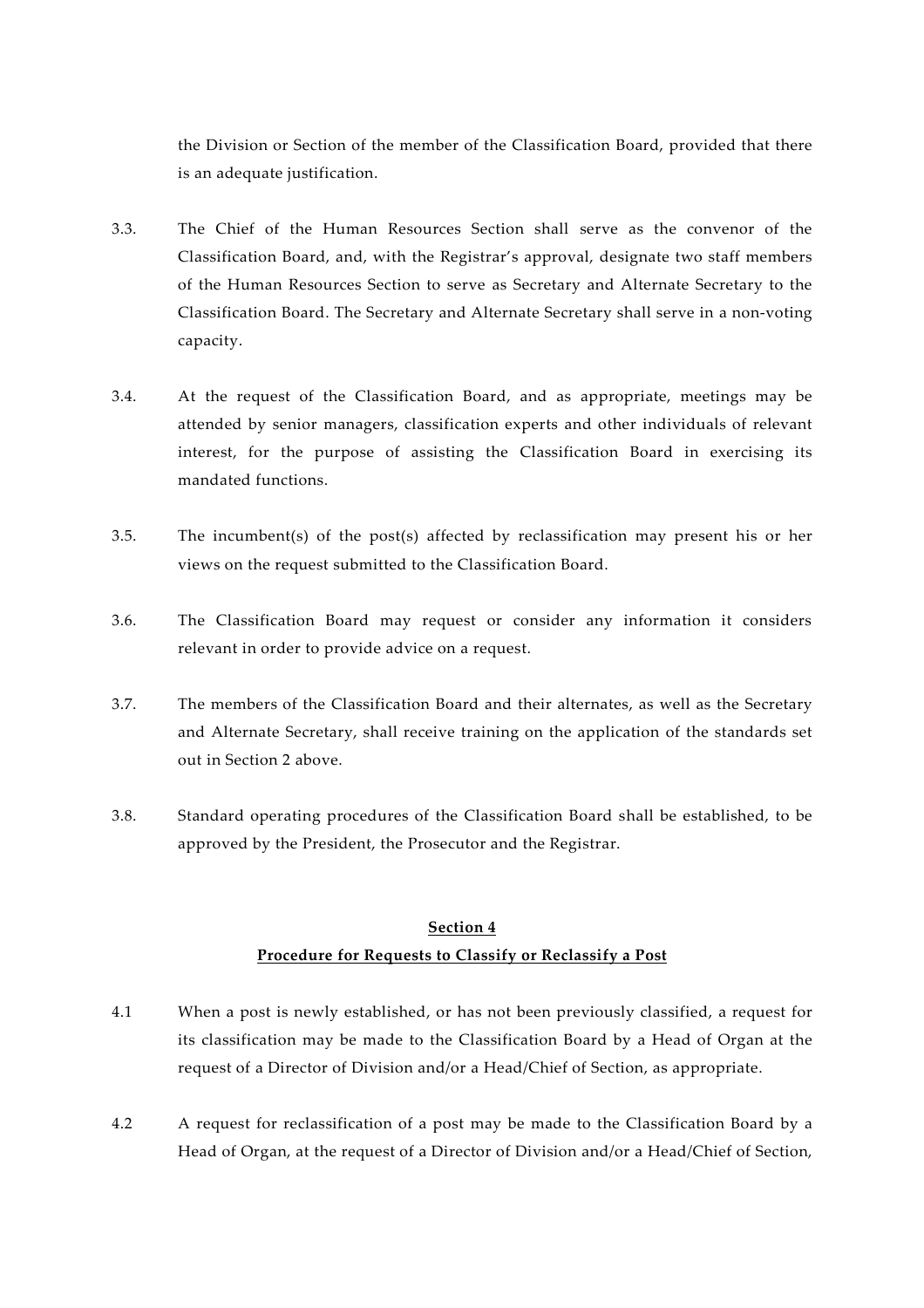the Division or Section of the member of the Classification Board, provided that there is an adequate justification.

3.3. The Chief of the Human Resources Section shall serve as the convenor of the Classification Board, and, with the Registrar's approval, designate two staff members of the Human Resources Section to serve as Secretary and Alternate Secretary to the Classification Board. The Secretary and Alternate Secretary shall serve in a non-voting capacity.

3.4. At the request of the Classification Board, and as appropriate, meetings may be attended by senior managers, classification experts and other individuals of relevant interest, for the purpose of assisting the Classification Board in exercising its mandated functions.

3.5. The incumbent(s) of the post(s) affected by reclassification may present his or her views on the request submitted to the Classification Board.

3.6. The Classification Board may request or consider any information it considers relevant in order to provide advice on a request.

3.7. The members of the Classification Board and their alternates, as well as the Secretary and Alternate Secretary, shall receive training on the application of the standards set out in Section 2 above.

3.8. Standard operating procedures of the Classification Board shall be established, to be approved by the President, the Prosecutor and the Registrar.

## Section 4
## Procedure for Requests to Classify or Reclassify a Post

4.1 When a post is newly established, or has not been previously classified, a request for its classification may be made to the Classification Board by a Head of Organ at the request of a Director of Division and/or a Head/Chief of Section, as appropriate.

4.2 A request for reclassification of a post may be made to the Classification Board by a Head of Organ, at the request of a Director of Division and/or a Head/Chief of Section,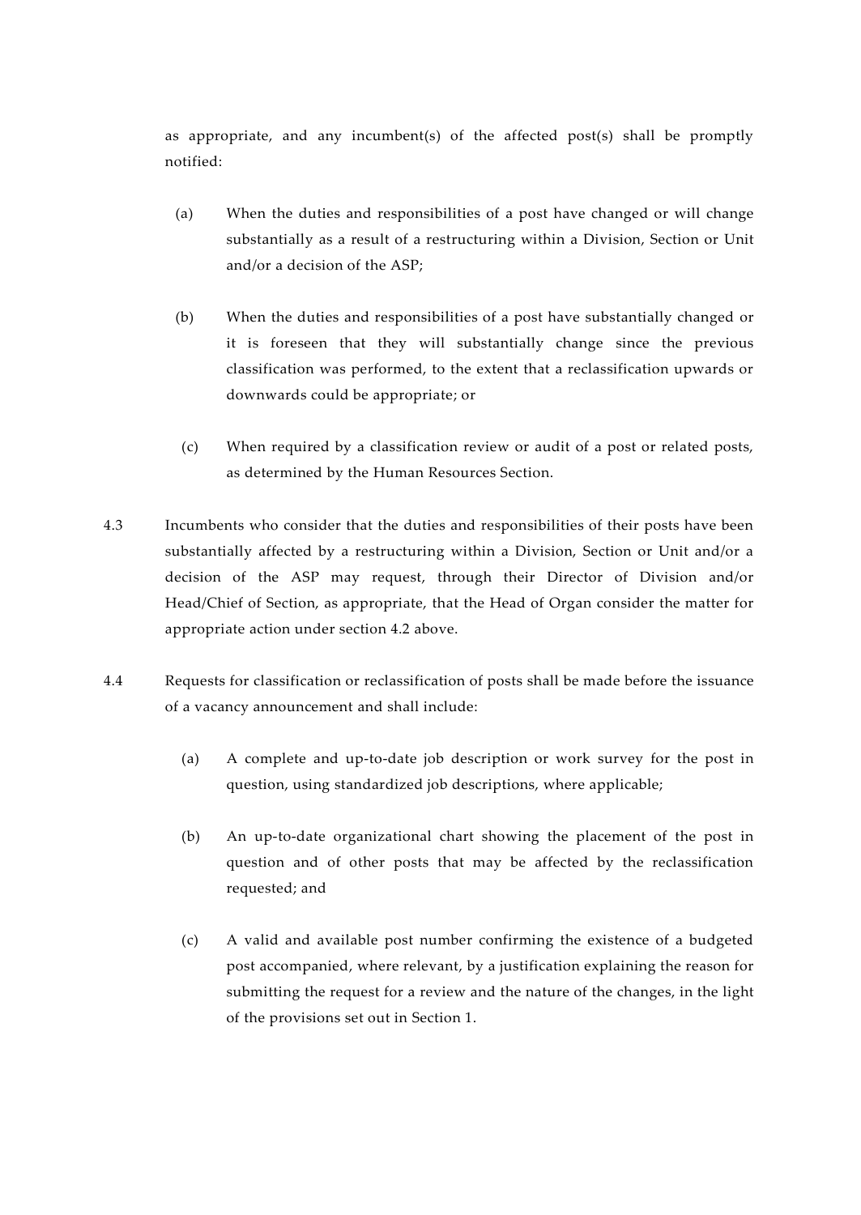as appropriate, and any incumbent(s) of the affected post(s) shall be promptly notified:

(a) When the duties and responsibilities of a post have changed or will change substantially as a result of a restructuring within a Division, Section or Unit and/or a decision of the ASP;

(b) When the duties and responsibilities of a post have substantially changed or it is foreseen that they will substantially change since the previous classification was performed, to the extent that a reclassification upwards or downwards could be appropriate; or

(c) When required by a classification review or audit of a post or related posts, as determined by the Human Resources Section.

4.3 Incumbents who consider that the duties and responsibilities of their posts have been substantially affected by a restructuring within a Division, Section or Unit and/or a decision of the ASP may request, through their Director of Division and/or Head/Chief of Section, as appropriate, that the Head of Organ consider the matter for appropriate action under section 4.2 above.

4.4 Requests for classification or reclassification of posts shall be made before the issuance of a vacancy announcement and shall include:

(a) A complete and up-to-date job description or work survey for the post in question, using standardized job descriptions, where applicable;

(b) An up-to-date organizational chart showing the placement of the post in question and of other posts that may be affected by the reclassification requested; and

(c) A valid and available post number confirming the existence of a budgeted post accompanied, where relevant, by a justification explaining the reason for submitting the request for a review and the nature of the changes, in the light of the provisions set out in Section 1.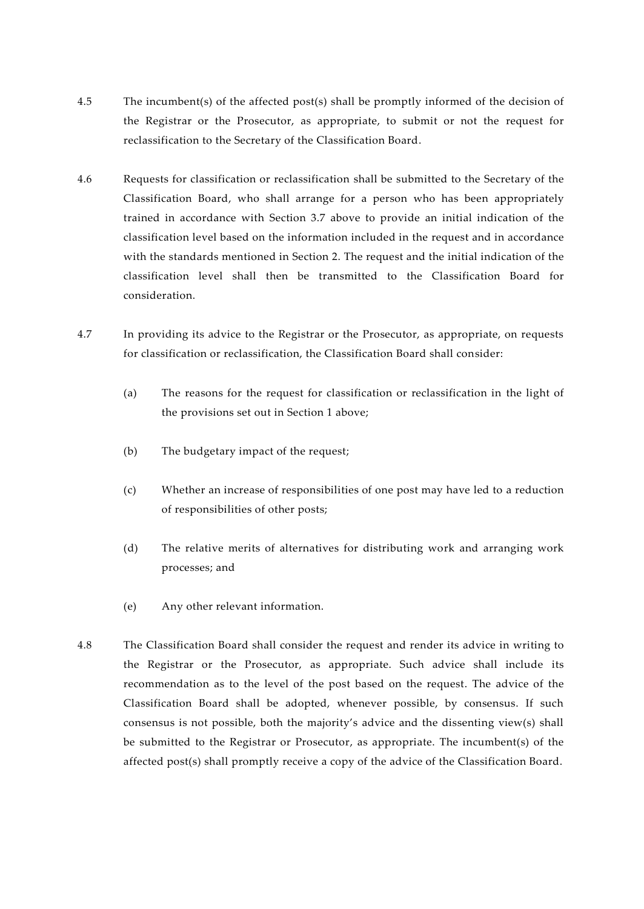4.5 The incumbent(s) of the affected post(s) shall be promptly informed of the decision of the Registrar or the Prosecutor, as appropriate, to submit or not the request for reclassification to the Secretary of the Classification Board.

4.6 Requests for classification or reclassification shall be submitted to the Secretary of the Classification Board, who shall arrange for a person who has been appropriately trained in accordance with Section 3.7 above to provide an initial indication of the classification level based on the information included in the request and in accordance with the standards mentioned in Section 2. The request and the initial indication of the classification level shall then be transmitted to the Classification Board for consideration.

4.7 In providing its advice to the Registrar or the Prosecutor, as appropriate, on requests for classification or reclassification, the Classification Board shall consider:

(a) The reasons for the request for classification or reclassification in the light of the provisions set out in Section 1 above;

(b) The budgetary impact of the request;

(c) Whether an increase of responsibilities of one post may have led to a reduction of responsibilities of other posts;

(d) The relative merits of alternatives for distributing work and arranging work processes; and

(e) Any other relevant information.

4.8 The Classification Board shall consider the request and render its advice in writing to the Registrar or the Prosecutor, as appropriate. Such advice shall include its recommendation as to the level of the post based on the request. The advice of the Classification Board shall be adopted, whenever possible, by consensus. If such consensus is not possible, both the majority's advice and the dissenting view(s) shall be submitted to the Registrar or Prosecutor, as appropriate. The incumbent(s) of the affected post(s) shall promptly receive a copy of the advice of the Classification Board.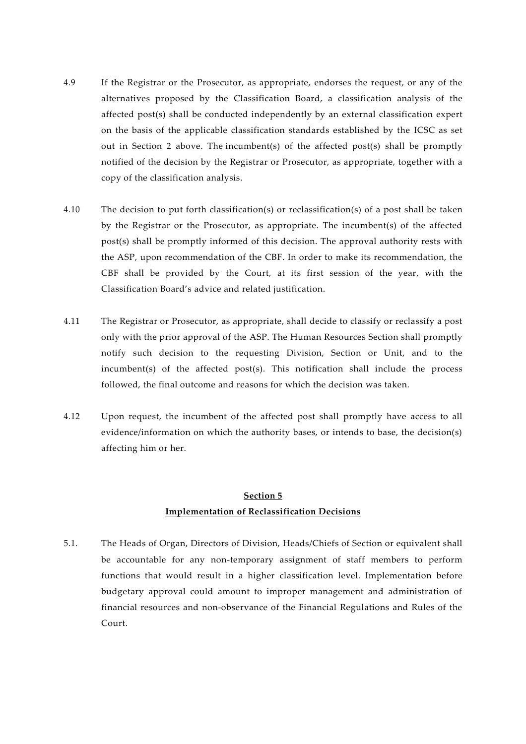4.9 If the Registrar or the Prosecutor, as appropriate, endorses the request, or any of the alternatives proposed by the Classification Board, a classification analysis of the affected post(s) shall be conducted independently by an external classification expert on the basis of the applicable classification standards established by the ICSC as set out in Section 2 above. The incumbent(s) of the affected post(s) shall be promptly notified of the decision by the Registrar or Prosecutor, as appropriate, together with a copy of the classification analysis.

4.10 The decision to put forth classification(s) or reclassification(s) of a post shall be taken by the Registrar or the Prosecutor, as appropriate. The incumbent(s) of the affected post(s) shall be promptly informed of this decision. The approval authority rests with the ASP, upon recommendation of the CBF. In order to make its recommendation, the CBF shall be provided by the Court, at its first session of the year, with the Classification Board's advice and related justification.

4.11 The Registrar or Prosecutor, as appropriate, shall decide to classify or reclassify a post only with the prior approval of the ASP. The Human Resources Section shall promptly notify such decision to the requesting Division, Section or Unit, and to the incumbent(s) of the affected post(s). This notification shall include the process followed, the final outcome and reasons for which the decision was taken.

4.12 Upon request, the incumbent of the affected post shall promptly have access to all evidence/information on which the authority bases, or intends to base, the decision(s) affecting him or her.

## Section 5
## Implementation of Reclassification Decisions

5.1. The Heads of Organ, Directors of Division, Heads/Chiefs of Section or equivalent shall be accountable for any non-temporary assignment of staff members to perform functions that would result in a higher classification level. Implementation before budgetary approval could amount to improper management and administration of financial resources and non-observance of the Financial Regulations and Rules of the Court.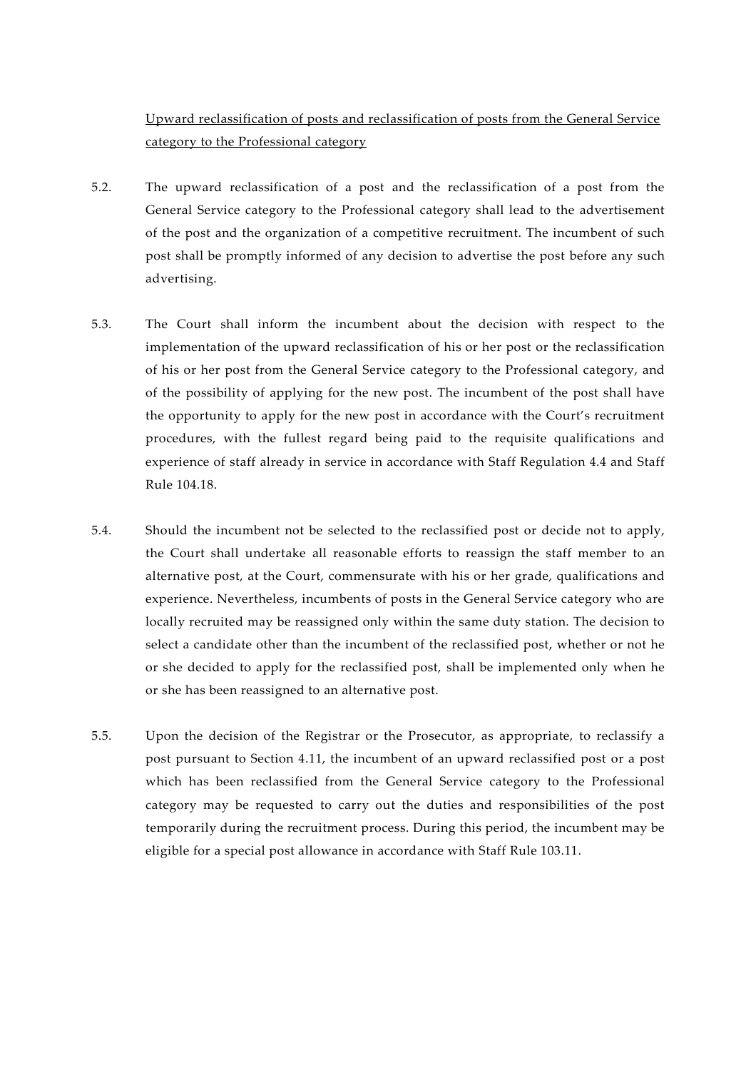<u>Upward reclassification of posts and reclassification of posts from the General Service category to the Professional category</u>

5.2. The upward reclassification of a post and the reclassification of a post from the General Service category to the Professional category shall lead to the advertisement of the post and the organization of a competitive recruitment. The incumbent of such post shall be promptly informed of any decision to advertise the post before any such advertising.

5.3. The Court shall inform the incumbent about the decision with respect to the implementation of the upward reclassification of his or her post or the reclassification of his or her post from the General Service category to the Professional category, and of the possibility of applying for the new post. The incumbent of the post shall have the opportunity to apply for the new post in accordance with the Court's recruitment procedures, with the fullest regard being paid to the requisite qualifications and experience of staff already in service in accordance with Staff Regulation 4.4 and Staff Rule 104.18.

5.4. Should the incumbent not be selected to the reclassified post or decide not to apply, the Court shall undertake all reasonable efforts to reassign the staff member to an alternative post, at the Court, commensurate with his or her grade, qualifications and experience. Nevertheless, incumbents of posts in the General Service category who are locally recruited may be reassigned only within the same duty station. The decision to select a candidate other than the incumbent of the reclassified post, whether or not he or she decided to apply for the reclassified post, shall be implemented only when he or she has been reassigned to an alternative post.

5.5. Upon the decision of the Registrar or the Prosecutor, as appropriate, to reclassify a post pursuant to Section 4.11, the incumbent of an upward reclassified post or a post which has been reclassified from the General Service category to the Professional category may be requested to carry out the duties and responsibilities of the post temporarily during the recruitment process. During this period, the incumbent may be eligible for a special post allowance in accordance with Staff Rule 103.11.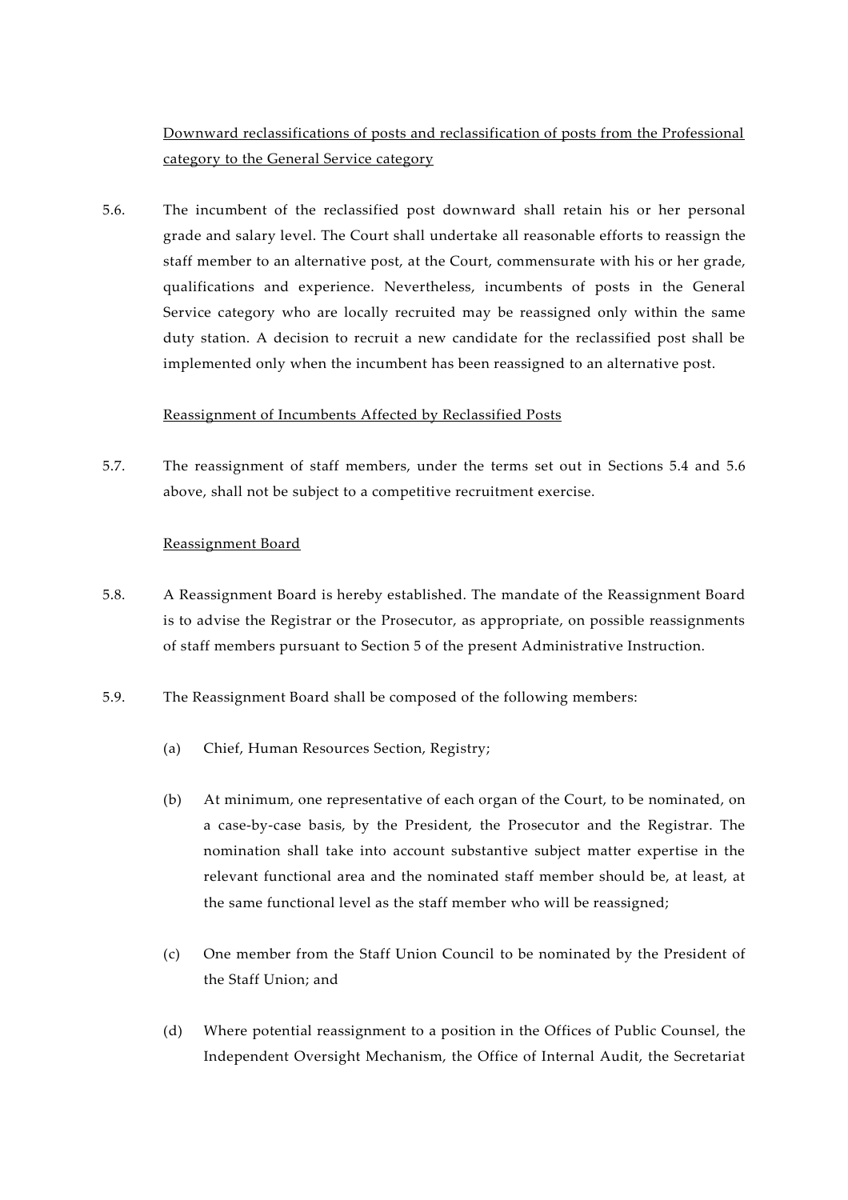<u>Downward reclassifications of posts and reclassification of posts from the Professional category to the General Service category</u>

5.6. The incumbent of the reclassified post downward shall retain his or her personal grade and salary level. The Court shall undertake all reasonable efforts to reassign the staff member to an alternative post, at the Court, commensurate with his or her grade, qualifications and experience. Nevertheless, incumbents of posts in the General Service category who are locally recruited may be reassigned only within the same duty station. A decision to recruit a new candidate for the reclassified post shall be implemented only when the incumbent has been reassigned to an alternative post.

<u>Reassignment of Incumbents Affected by Reclassified Posts</u>

5.7. The reassignment of staff members, under the terms set out in Sections 5.4 and 5.6 above, shall not be subject to a competitive recruitment exercise.

<u>Reassignment Board</u>

5.8. A Reassignment Board is hereby established. The mandate of the Reassignment Board is to advise the Registrar or the Prosecutor, as appropriate, on possible reassignments of staff members pursuant to Section 5 of the present Administrative Instruction.

5.9. The Reassignment Board shall be composed of the following members:

(a) Chief, Human Resources Section, Registry;

(b) At minimum, one representative of each organ of the Court, to be nominated, on a case-by-case basis, by the President, the Prosecutor and the Registrar. The nomination shall take into account substantive subject matter expertise in the relevant functional area and the nominated staff member should be, at least, at the same functional level as the staff member who will be reassigned;

(c) One member from the Staff Union Council to be nominated by the President of the Staff Union; and

(d) Where potential reassignment to a position in the Offices of Public Counsel, the Independent Oversight Mechanism, the Office of Internal Audit, the Secretariat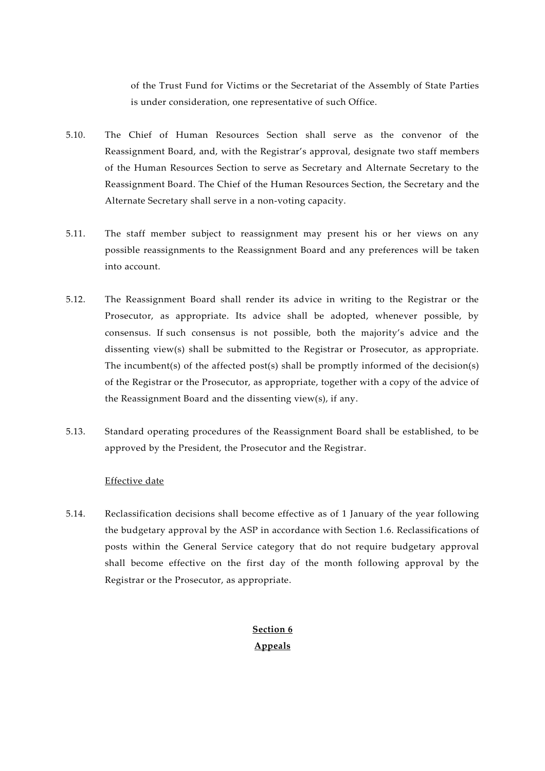of the Trust Fund for Victims or the Secretariat of the Assembly of State Parties is under consideration, one representative of such Office.

5.10. The Chief of Human Resources Section shall serve as the convenor of the Reassignment Board, and, with the Registrar's approval, designate two staff members of the Human Resources Section to serve as Secretary and Alternate Secretary to the Reassignment Board. The Chief of the Human Resources Section, the Secretary and the Alternate Secretary shall serve in a non-voting capacity.

5.11. The staff member subject to reassignment may present his or her views on any possible reassignments to the Reassignment Board and any preferences will be taken into account.

5.12. The Reassignment Board shall render its advice in writing to the Registrar or the Prosecutor, as appropriate. Its advice shall be adopted, whenever possible, by consensus. If such consensus is not possible, both the majority's advice and the dissenting view(s) shall be submitted to the Registrar or Prosecutor, as appropriate. The incumbent(s) of the affected post(s) shall be promptly informed of the decision(s) of the Registrar or the Prosecutor, as appropriate, together with a copy of the advice of the Reassignment Board and the dissenting view(s), if any.

5.13. Standard operating procedures of the Reassignment Board shall be established, to be approved by the President, the Prosecutor and the Registrar.

Effective date

5.14. Reclassification decisions shall become effective as of 1 January of the year following the budgetary approval by the ASP in accordance with Section 1.6. Reclassifications of posts within the General Service category that do not require budgetary approval shall become effective on the first day of the month following approval by the Registrar or the Prosecutor, as appropriate.

## Section 6
## Appeals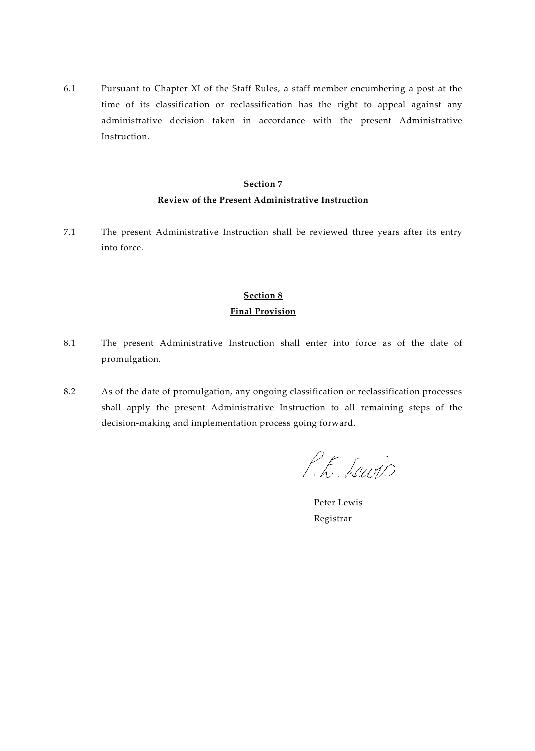6.1 Pursuant to Chapter XI of the Staff Rules, a staff member encumbering a post at the time of its classification or reclassification has the right to appeal against any administrative decision taken in accordance with the present Administrative Instruction.

## Section 7
## Review of the Present Administrative Instruction

7.1 The present Administrative Instruction shall be reviewed three years after its entry into force.

## Section 8
## Final Provision

8.1 The present Administrative Instruction shall enter into force as of the date of promulgation.

8.2 As of the date of promulgation, any ongoing classification or reclassification processes shall apply the present Administrative Instruction to all remaining steps of the decision-making and implementation process going forward.

P.E. Lewis

Peter Lewis
Registrar